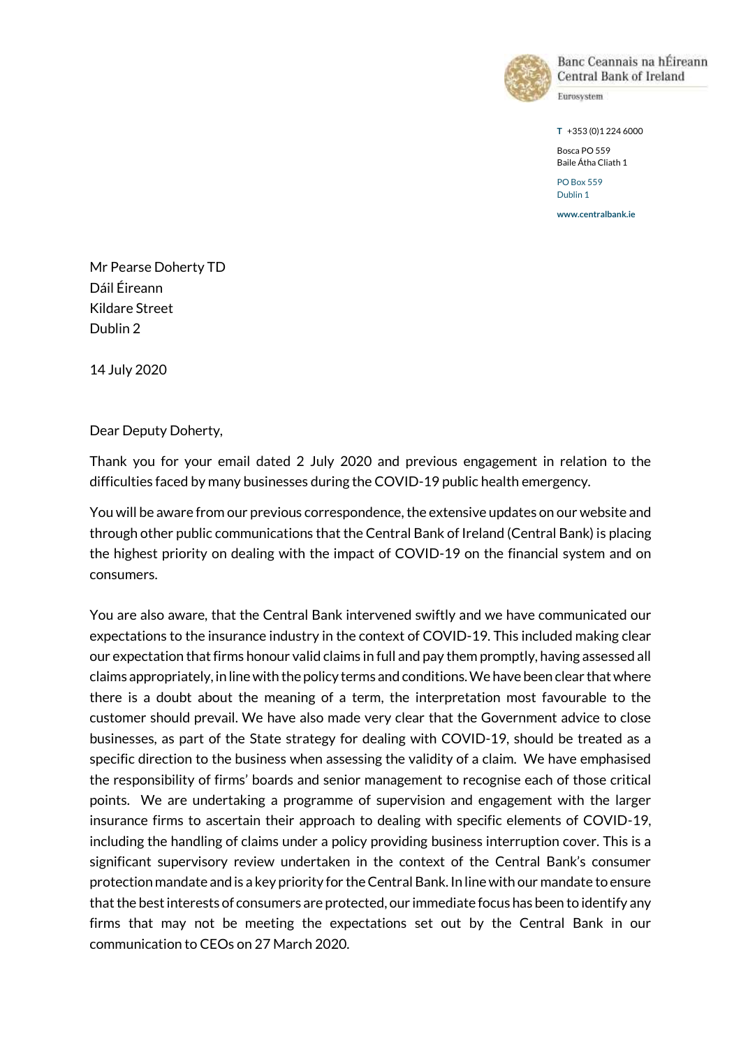Banc Ceannais na hÉireann
Central Bank of Ireland
Eurosystem

**T** +353 (0)1 224 6000

Bosca PO 559
Baile Átha Cliath 1

PO Box 559
Dublin 1

**www.centralbank.ie**

Mr Pearse Doherty TD
Dáil Éireann
Kildare Street
Dublin 2

14 July 2020

Dear Deputy Doherty,

Thank you for your email dated 2 July 2020 and previous engagement in relation to the difficulties faced by many businesses during the COVID-19 public health emergency.

You will be aware from our previous correspondence, the extensive updates on our website and through other public communications that the Central Bank of Ireland (Central Bank) is placing the highest priority on dealing with the impact of COVID-19 on the financial system and on consumers.

You are also aware, that the Central Bank intervened swiftly and we have communicated our expectations to the insurance industry in the context of COVID-19. This included making clear our expectation that firms honour valid claims in full and pay them promptly, having assessed all claims appropriately, in line with the policy terms and conditions. We have been clear that where there is a doubt about the meaning of a term, the interpretation most favourable to the customer should prevail. We have also made very clear that the Government advice to close businesses, as part of the State strategy for dealing with COVID-19, should be treated as a specific direction to the business when assessing the validity of a claim. We have emphasised the responsibility of firms' boards and senior management to recognise each of those critical points. We are undertaking a programme of supervision and engagement with the larger insurance firms to ascertain their approach to dealing with specific elements of COVID-19, including the handling of claims under a policy providing business interruption cover. This is a significant supervisory review undertaken in the context of the Central Bank's consumer protection mandate and is a key priority for the Central Bank. In line with our mandate to ensure that the best interests of consumers are protected, our immediate focus has been to identify any firms that may not be meeting the expectations set out by the Central Bank in our communication to CEOs on 27 March 2020.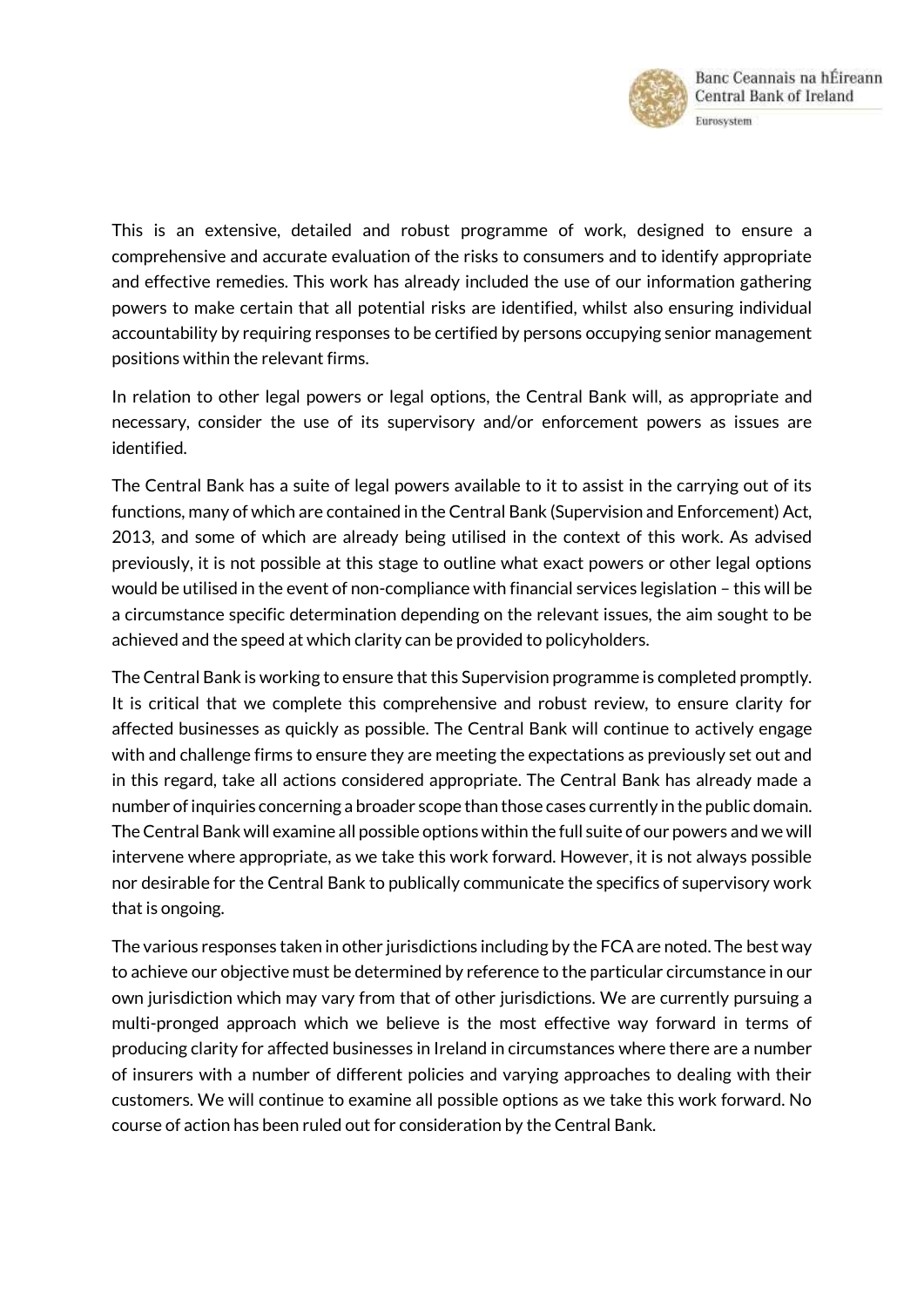This is an extensive, detailed and robust programme of work, designed to ensure a comprehensive and accurate evaluation of the risks to consumers and to identify appropriate and effective remedies. This work has already included the use of our information gathering powers to make certain that all potential risks are identified, whilst also ensuring individual accountability by requiring responses to be certified by persons occupying senior management positions within the relevant firms.

In relation to other legal powers or legal options, the Central Bank will, as appropriate and necessary, consider the use of its supervisory and/or enforcement powers as issues are identified.

The Central Bank has a suite of legal powers available to it to assist in the carrying out of its functions, many of which are contained in the Central Bank (Supervision and Enforcement) Act, 2013, and some of which are already being utilised in the context of this work. As advised previously, it is not possible at this stage to outline what exact powers or other legal options would be utilised in the event of non-compliance with financial services legislation – this will be a circumstance specific determination depending on the relevant issues, the aim sought to be achieved and the speed at which clarity can be provided to policyholders.

The Central Bank is working to ensure that this Supervision programme is completed promptly. It is critical that we complete this comprehensive and robust review, to ensure clarity for affected businesses as quickly as possible. The Central Bank will continue to actively engage with and challenge firms to ensure they are meeting the expectations as previously set out and in this regard, take all actions considered appropriate. The Central Bank has already made a number of inquiries concerning a broader scope than those cases currently in the public domain. The Central Bank will examine all possible options within the full suite of our powers and we will intervene where appropriate, as we take this work forward. However, it is not always possible nor desirable for the Central Bank to publically communicate the specifics of supervisory work that is ongoing.

The various responses taken in other jurisdictions including by the FCA are noted. The best way to achieve our objective must be determined by reference to the particular circumstance in our own jurisdiction which may vary from that of other jurisdictions. We are currently pursuing a multi-pronged approach which we believe is the most effective way forward in terms of producing clarity for affected businesses in Ireland in circumstances where there are a number of insurers with a number of different policies and varying approaches to dealing with their customers. We will continue to examine all possible options as we take this work forward. No course of action has been ruled out for consideration by the Central Bank.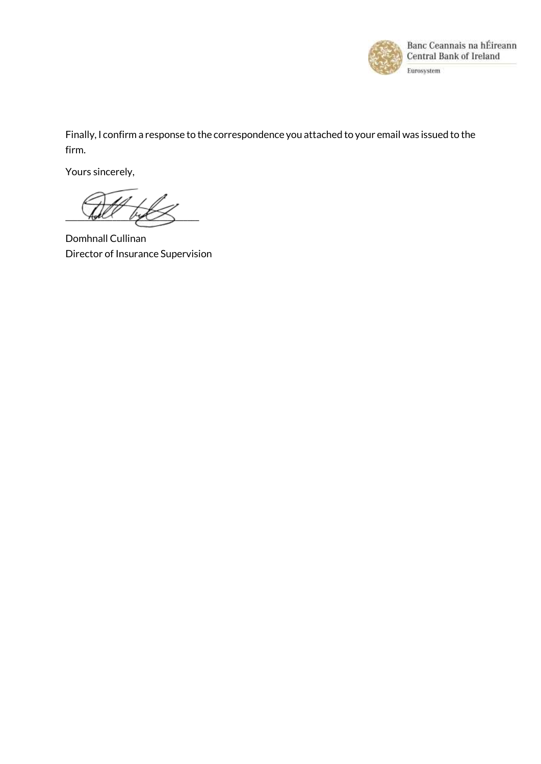Finally, I confirm a response to the correspondence you attached to your email was issued to the firm.

Yours sincerely,

Domhnall Cullinan
Director of Insurance Supervision